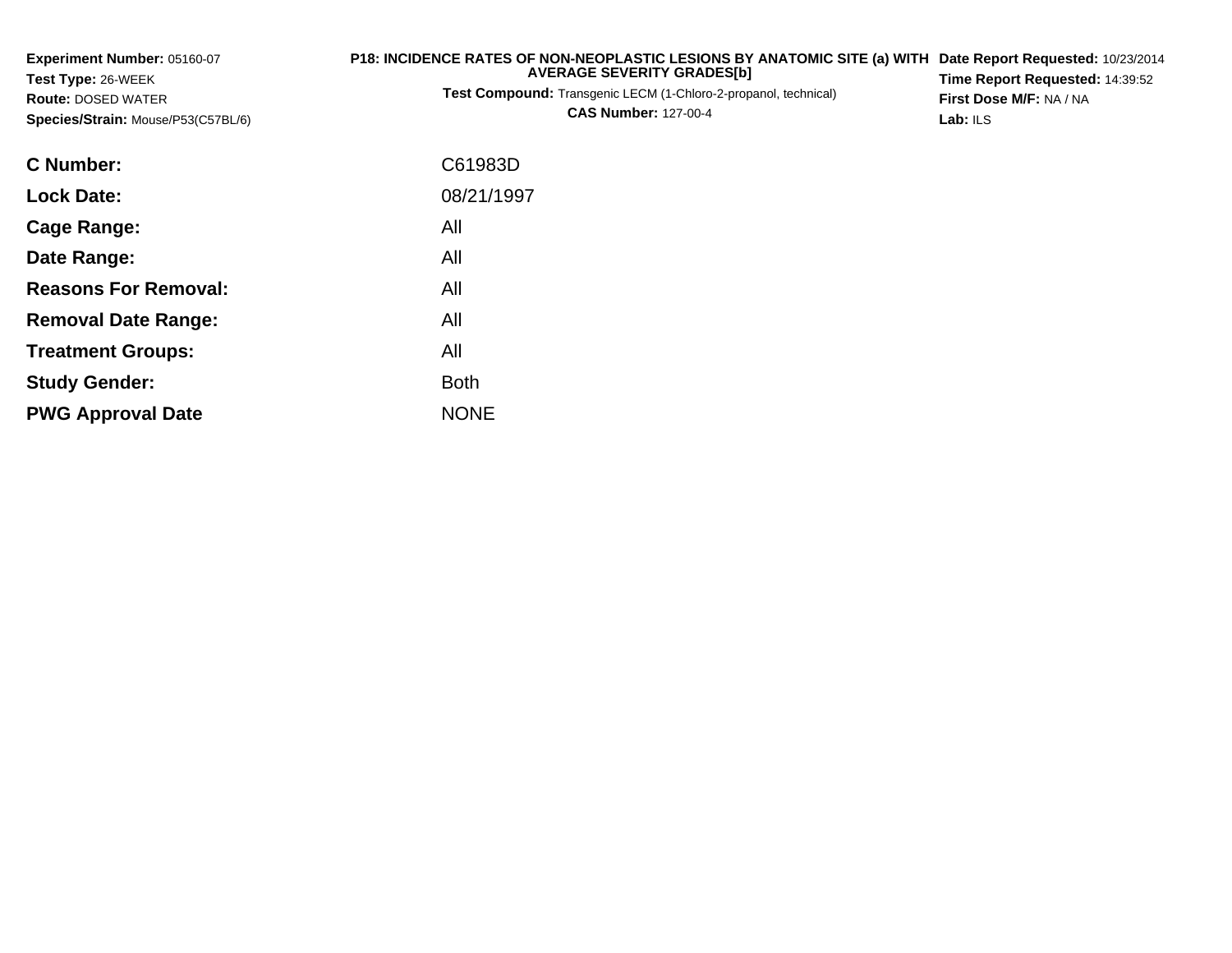**Experiment Number:** 05160-07
**Test Type:** 26-WEEK
**Route:** DOSED WATER
**Species/Strain:** Mouse/P53(C57BL/6)

**P18: INCIDENCE RATES OF NON-NEOPLASTIC LESIONS BY ANATOMIC SITE (a) WITH AVERAGE SEVERITY GRADES[b]**
**Test Compound:** Transgenic LECM (1-Chloro-2-propanol, technical)
**CAS Number:** 127-00-4

**Date Report Requested:** 10/23/2014
**Time Report Requested:** 14:39:52
**First Dose M/F:** NA / NA
**Lab:** ILS

| | |
|---|---|
| **C Number:** | C61983D |
| **Lock Date:** | 08/21/1997 |
| **Cage Range:** | All |
| **Date Range:** | All |
| **Reasons For Removal:** | All |
| **Removal Date Range:** | All |
| **Treatment Groups:** | All |
| **Study Gender:** | Both |
| **PWG Approval Date** | NONE |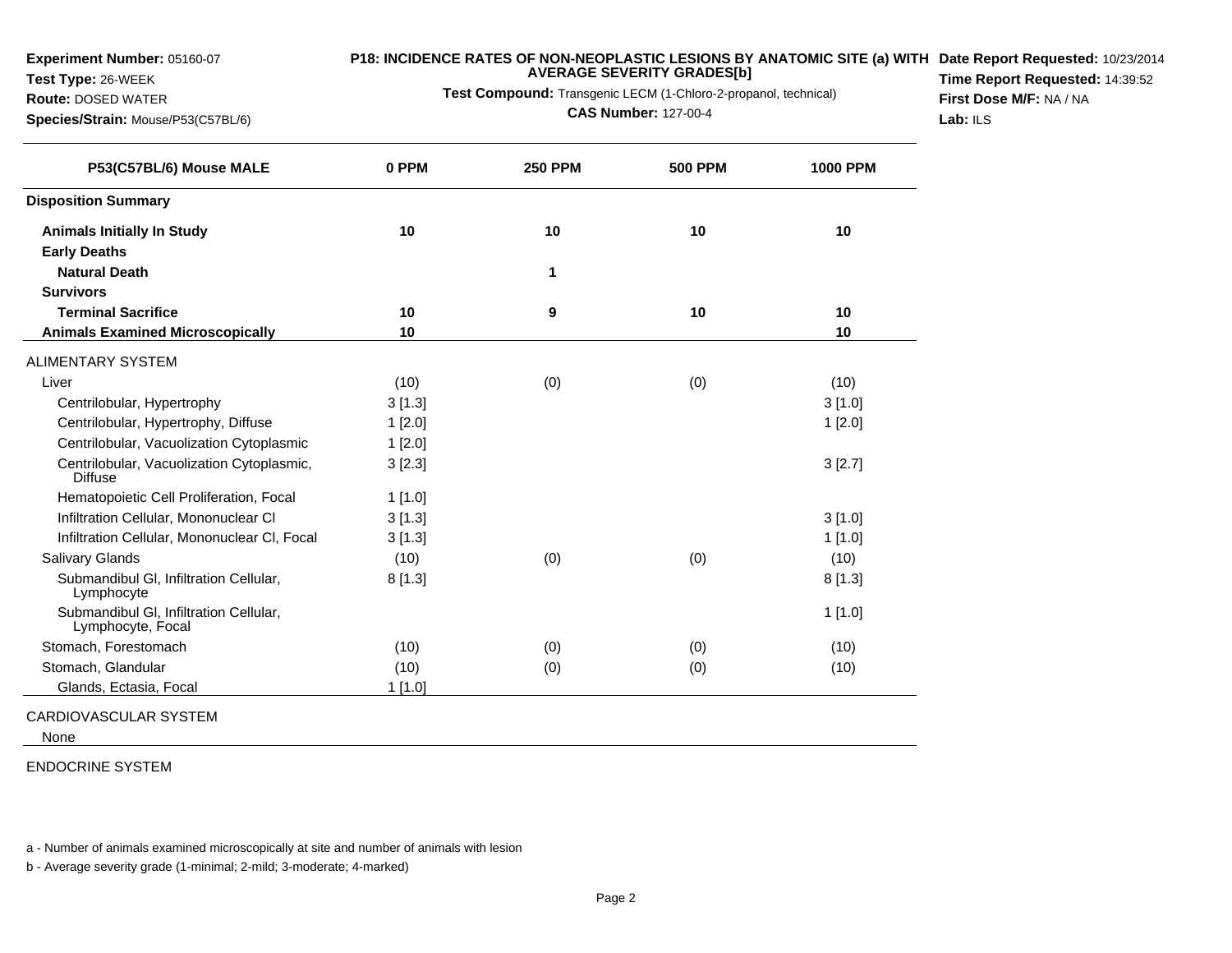**Experiment Number:** 05160-07
**Test Type:** 26-WEEK
**Route:** DOSED WATER
**Species/Strain:** Mouse/P53(C57BL/6)

**P18: INCIDENCE RATES OF NON-NEOPLASTIC LESIONS BY ANATOMIC SITE (a) WITH AVERAGE SEVERITY GRADES[b]**

**Test Compound:** Transgenic LECM (1-Chloro-2-propanol, technical)
**CAS Number:** 127-00-4

**Date Report Requested:** 10/23/2014
**Time Report Requested:** 14:39:52
**First Dose M/F:** NA / NA
**Lab:** ILS

| P53(C57BL/6) Mouse MALE | 0 PPM | 250 PPM | 500 PPM | 1000 PPM |
|---|---|---|---|---|
| **Disposition Summary** | | | | |
| **Animals Initially In Study** | **10** | **10** | **10** | **10** |
| **Early Deaths** | | | | |
| **Natural Death** | | **1** | | |
| **Survivors** | | | | |
| **Terminal Sacrifice** | **10** | **9** | **10** | **10** |
| **Animals Examined Microscopically** | **10** | | | **10** |
| ALIMENTARY SYSTEM | | | | |
| Liver | (10) | (0) | (0) | (10) |
| Centrilobular, Hypertrophy | 3 [1.3] | | | 3 [1.0] |
| Centrilobular, Hypertrophy, Diffuse | 1 [2.0] | | | 1 [2.0] |
| Centrilobular, Vacuolization Cytoplasmic | 1 [2.0] | | | |
| Centrilobular, Vacuolization Cytoplasmic, Diffuse | 3 [2.3] | | | 3 [2.7] |
| Hematopoietic Cell Proliferation, Focal | 1 [1.0] | | | |
| Infiltration Cellular, Mononuclear Cl | 3 [1.3] | | | 3 [1.0] |
| Infiltration Cellular, Mononuclear Cl, Focal | 3 [1.3] | | | 1 [1.0] |
| Salivary Glands | (10) | (0) | (0) | (10) |
| Submandibul Gl, Infiltration Cellular, Lymphocyte | 8 [1.3] | | | 8 [1.3] |
| Submandibul Gl, Infiltration Cellular, Lymphocyte, Focal | | | | 1 [1.0] |
| Stomach, Forestomach | (10) | (0) | (0) | (10) |
| Stomach, Glandular | (10) | (0) | (0) | (10) |
| Glands, Ectasia, Focal | 1 [1.0] | | | |
| CARDIOVASCULAR SYSTEM | | | | |
| None | | | | |
| ENDOCRINE SYSTEM | | | | |

a - Number of animals examined microscopically at site and number of animals with lesion

b - Average severity grade (1-minimal; 2-mild; 3-moderate; 4-marked)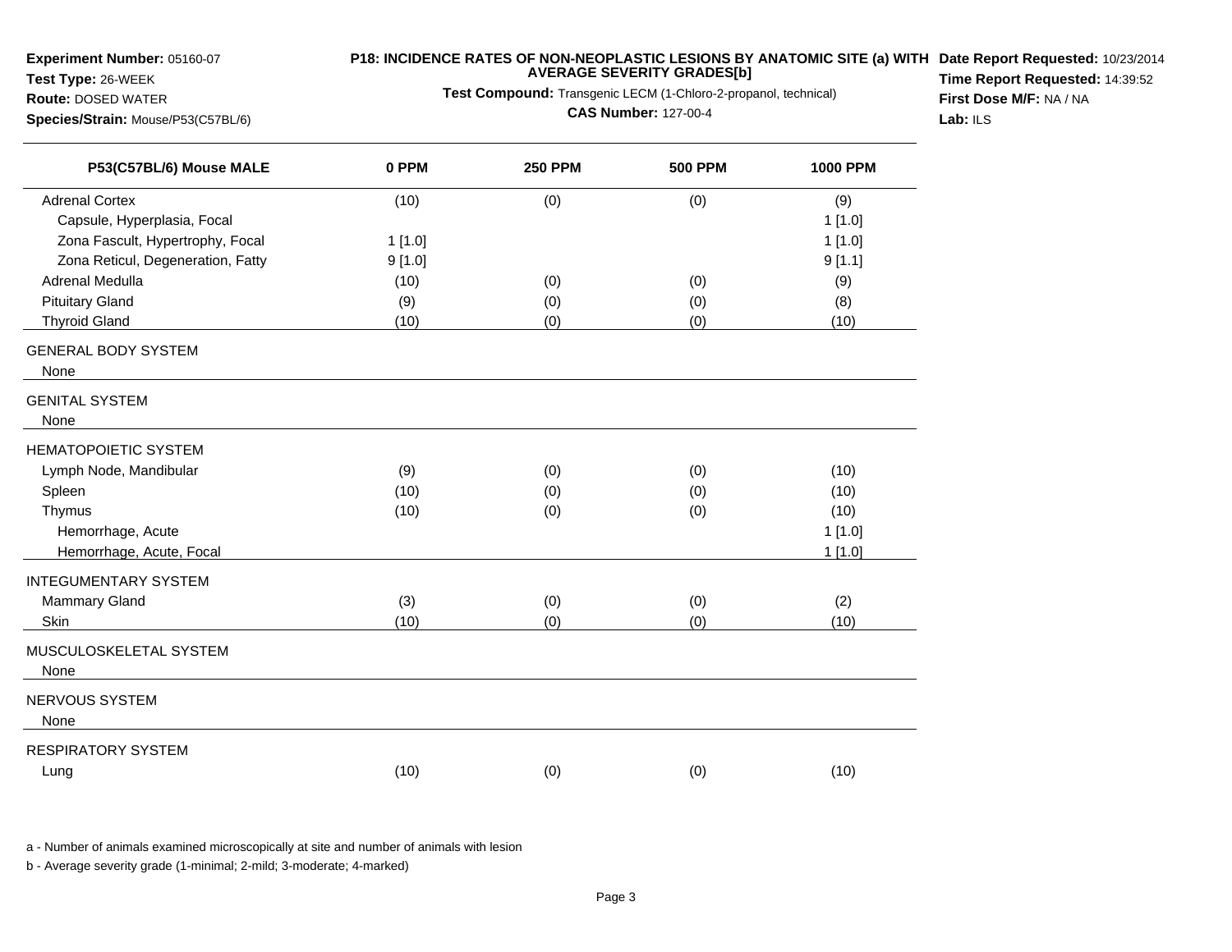**Experiment Number:** 05160-07
**Test Type:** 26-WEEK
**Route:** DOSED WATER
**Species/Strain:** Mouse/P53(C57BL/6)

**P18: INCIDENCE RATES OF NON-NEOPLASTIC LESIONS BY ANATOMIC SITE (a) WITH AVERAGE SEVERITY GRADES[b]**
**Test Compound:** Transgenic LECM (1-Chloro-2-propanol, technical)
**CAS Number:** 127-00-4

**Date Report Requested:** 10/23/2014
**Time Report Requested:** 14:39:52
**First Dose M/F:** NA / NA
**Lab:** ILS

| P53(C57BL/6) Mouse MALE | 0 PPM | 250 PPM | 500 PPM | 1000 PPM |
|---|---|---|---|---|
| Adrenal Cortex | (10) | (0) | (0) | (9) |
| Capsule, Hyperplasia, Focal | | | | 1 [1.0] |
| Zona Fascult, Hypertrophy, Focal | 1 [1.0] | | | 1 [1.0] |
| Zona Reticul, Degeneration, Fatty | 9 [1.0] | | | 9 [1.1] |
| Adrenal Medulla | (10) | (0) | (0) | (9) |
| Pituitary Gland | (9) | (0) | (0) | (8) |
| Thyroid Gland | (10) | (0) | (0) | (10) |
| GENERAL BODY SYSTEM | | | | |
| None | | | | |
| GENITAL SYSTEM | | | | |
| None | | | | |
| HEMATOPOIETIC SYSTEM | | | | |
| Lymph Node, Mandibular | (9) | (0) | (0) | (10) |
| Spleen | (10) | (0) | (0) | (10) |
| Thymus | (10) | (0) | (0) | (10) |
| Hemorrhage, Acute | | | | 1 [1.0] |
| Hemorrhage, Acute, Focal | | | | 1 [1.0] |
| INTEGUMENTARY SYSTEM | | | | |
| Mammary Gland | (3) | (0) | (0) | (2) |
| Skin | (10) | (0) | (0) | (10) |
| MUSCULOSKELETAL SYSTEM | | | | |
| None | | | | |
| NERVOUS SYSTEM | | | | |
| None | | | | |
| RESPIRATORY SYSTEM | | | | |
| Lung | (10) | (0) | (0) | (10) |

a - Number of animals examined microscopically at site and number of animals with lesion

b - Average severity grade (1-minimal; 2-mild; 3-moderate; 4-marked)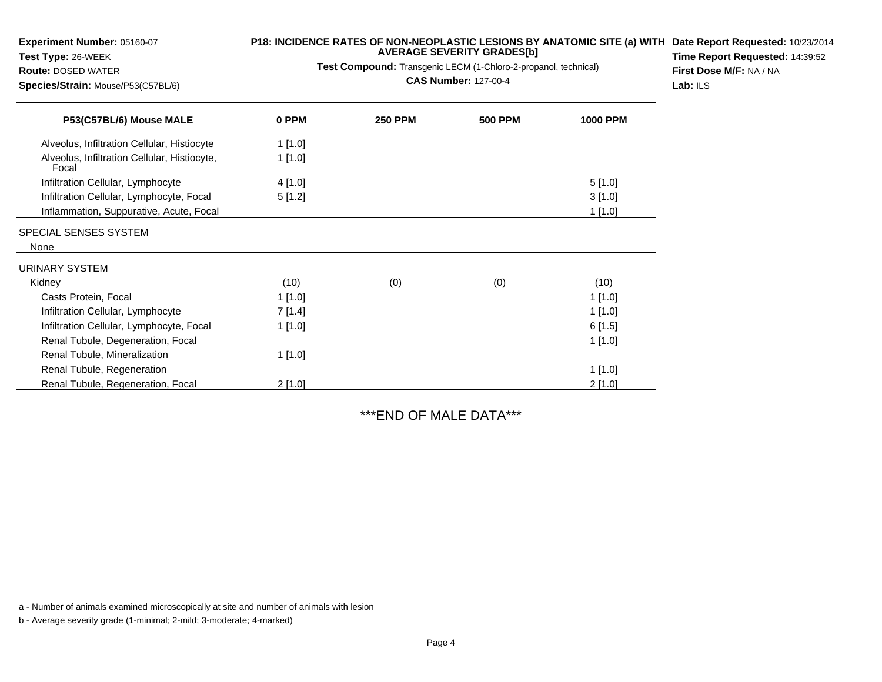**Experiment Number:** 05160-07
**Test Type:** 26-WEEK
**Route:** DOSED WATER
**Species/Strain:** Mouse/P53(C57BL/6)

**P18: INCIDENCE RATES OF NON-NEOPLASTIC LESIONS BY ANATOMIC SITE (a) WITH AVERAGE SEVERITY GRADES[b]**

**Test Compound:** Transgenic LECM (1-Chloro-2-propanol, technical)
**CAS Number:** 127-00-4

**Date Report Requested:** 10/23/2014
**Time Report Requested:** 14:39:52
**First Dose M/F:** NA / NA
**Lab:** ILS

| P53(C57BL/6) Mouse MALE | 0 PPM | 250 PPM | 500 PPM | 1000 PPM |
|---|---|---|---|---|
| Alveolus, Infiltration Cellular, Histiocyte | 1 [1.0] | | | |
| Alveolus, Infiltration Cellular, Histiocyte, Focal | 1 [1.0] | | | |
| Infiltration Cellular, Lymphocyte | 4 [1.0] | | | 5 [1.0] |
| Infiltration Cellular, Lymphocyte, Focal | 5 [1.2] | | | 3 [1.0] |
| Inflammation, Suppurative, Acute, Focal | | | | 1 [1.0] |
| SPECIAL SENSES SYSTEM | | | | |
| None | | | | |
| URINARY SYSTEM | | | | |
| Kidney | (10) | (0) | (0) | (10) |
| Casts Protein, Focal | 1 [1.0] | | | 1 [1.0] |
| Infiltration Cellular, Lymphocyte | 7 [1.4] | | | 1 [1.0] |
| Infiltration Cellular, Lymphocyte, Focal | 1 [1.0] | | | 6 [1.5] |
| Renal Tubule, Degeneration, Focal | | | | 1 [1.0] |
| Renal Tubule, Mineralization | 1 [1.0] | | | |
| Renal Tubule, Regeneration | | | | 1 [1.0] |
| Renal Tubule, Regeneration, Focal | 2 [1.0] | | | 2 [1.0] |

***END OF MALE DATA***

a - Number of animals examined microscopically at site and number of animals with lesion

b - Average severity grade (1-minimal; 2-mild; 3-moderate; 4-marked)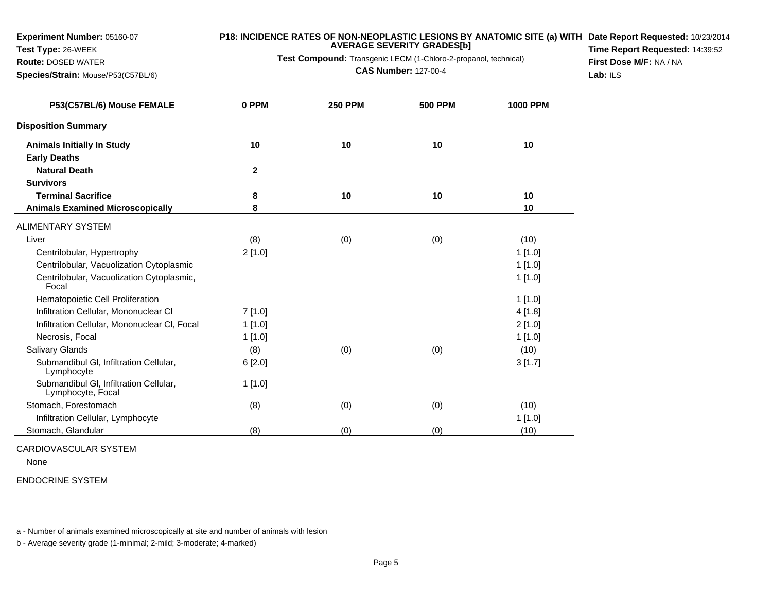**Experiment Number:** 05160-07
**Test Type:** 26-WEEK
**Route:** DOSED WATER
**Species/Strain:** Mouse/P53(C57BL/6)

**P18: INCIDENCE RATES OF NON-NEOPLASTIC LESIONS BY ANATOMIC SITE (a) WITH AVERAGE SEVERITY GRADES[b]**

**Test Compound:** Transgenic LECM (1-Chloro-2-propanol, technical)
**CAS Number:** 127-00-4

**Date Report Requested:** 10/23/2014
**Time Report Requested:** 14:39:52
**First Dose M/F:** NA / NA
**Lab:** ILS

| P53(C57BL/6) Mouse FEMALE | 0 PPM | 250 PPM | 500 PPM | 1000 PPM |
|---|---|---|---|---|
| **Disposition Summary** | | | | |
| **Animals Initially In Study** | **10** | **10** | **10** | **10** |
| **Early Deaths** | | | | |
| **Natural Death** | **2** | | | |
| **Survivors** | | | | |
| **Terminal Sacrifice** | **8** | **10** | **10** | **10** |
| **Animals Examined Microscopically** | **8** | | | **10** |
| ALIMENTARY SYSTEM | | | | |
| Liver | (8) | (0) | (0) | (10) |
| Centrilobular, Hypertrophy | 2 [1.0] | | | 1 [1.0] |
| Centrilobular, Vacuolization Cytoplasmic | | | | 1 [1.0] |
| Centrilobular, Vacuolization Cytoplasmic, Focal | | | | 1 [1.0] |
| Hematopoietic Cell Proliferation | | | | 1 [1.0] |
| Infiltration Cellular, Mononuclear Cl | 7 [1.0] | | | 4 [1.8] |
| Infiltration Cellular, Mononuclear Cl, Focal | 1 [1.0] | | | 2 [1.0] |
| Necrosis, Focal | 1 [1.0] | | | 1 [1.0] |
| Salivary Glands | (8) | (0) | (0) | (10) |
| Submandibul Gl, Infiltration Cellular, Lymphocyte | 6 [2.0] | | | 3 [1.7] |
| Submandibul Gl, Infiltration Cellular, Lymphocyte, Focal | 1 [1.0] | | | |
| Stomach, Forestomach | (8) | (0) | (0) | (10) |
| Infiltration Cellular, Lymphocyte | | | | 1 [1.0] |
| Stomach, Glandular | (8) | (0) | (0) | (10) |
| CARDIOVASCULAR SYSTEM | | | | |
| None | | | | |
| ENDOCRINE SYSTEM | | | | |

a - Number of animals examined microscopically at site and number of animals with lesion

b - Average severity grade (1-minimal; 2-mild; 3-moderate; 4-marked)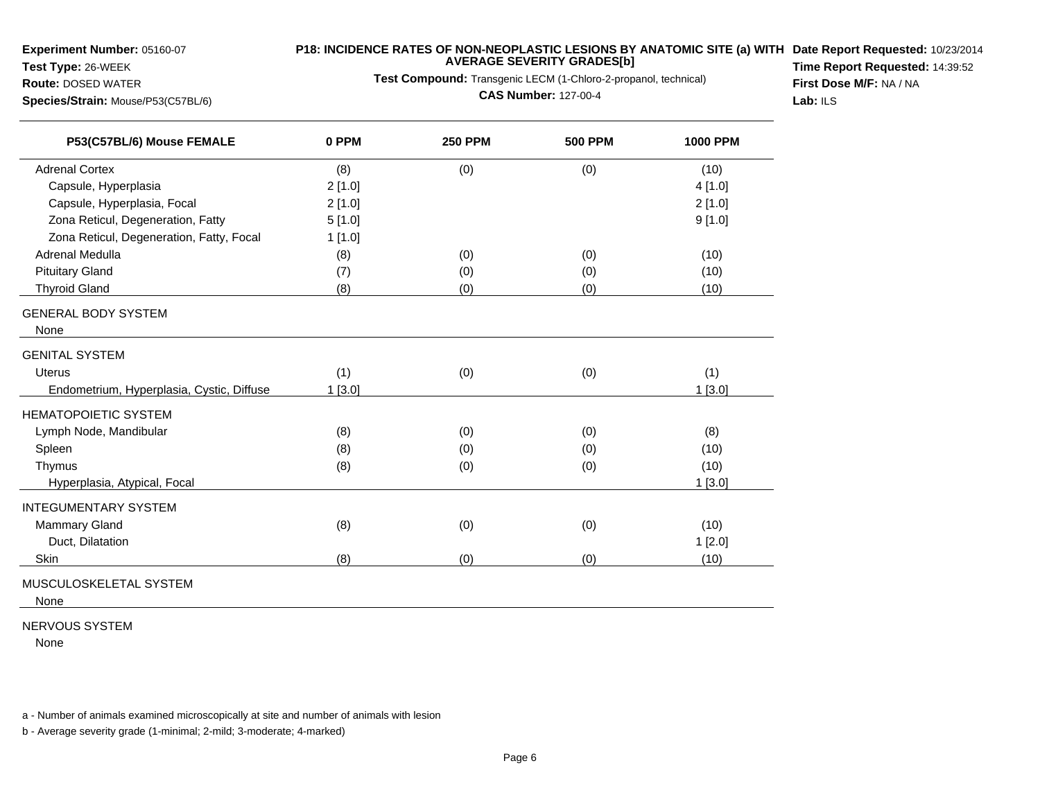**Experiment Number:** 05160-07
**Test Type:** 26-WEEK
**Route:** DOSED WATER
**Species/Strain:** Mouse/P53(C57BL/6)

**P18: INCIDENCE RATES OF NON-NEOPLASTIC LESIONS BY ANATOMIC SITE (a) WITH AVERAGE SEVERITY GRADES[b]**
**Test Compound:** Transgenic LECM (1-Chloro-2-propanol, technical)
**CAS Number:** 127-00-4

**Date Report Requested:** 10/23/2014
**Time Report Requested:** 14:39:52
**First Dose M/F:** NA / NA
**Lab:** ILS

| P53(C57BL/6) Mouse FEMALE | 0 PPM | 250 PPM | 500 PPM | 1000 PPM |
|---|---|---|---|---|
| Adrenal Cortex | (8) | (0) | (0) | (10) |
| Capsule, Hyperplasia | 2 [1.0] | | | 4 [1.0] |
| Capsule, Hyperplasia, Focal | 2 [1.0] | | | 2 [1.0] |
| Zona Reticul, Degeneration, Fatty | 5 [1.0] | | | 9 [1.0] |
| Zona Reticul, Degeneration, Fatty, Focal | 1 [1.0] | | | |
| Adrenal Medulla | (8) | (0) | (0) | (10) |
| Pituitary Gland | (7) | (0) | (0) | (10) |
| Thyroid Gland | (8) | (0) | (0) | (10) |
| GENERAL BODY SYSTEM | | | | |
| None | | | | |
| GENITAL SYSTEM | | | | |
| Uterus | (1) | (0) | (0) | (1) |
| Endometrium, Hyperplasia, Cystic, Diffuse | 1 [3.0] | | | 1 [3.0] |
| HEMATOPOIETIC SYSTEM | | | | |
| Lymph Node, Mandibular | (8) | (0) | (0) | (8) |
| Spleen | (8) | (0) | (0) | (10) |
| Thymus | (8) | (0) | (0) | (10) |
| Hyperplasia, Atypical, Focal | | | | 1 [3.0] |
| INTEGUMENTARY SYSTEM | | | | |
| Mammary Gland | (8) | (0) | (0) | (10) |
| Duct, Dilatation | | | | 1 [2.0] |
| Skin | (8) | (0) | (0) | (10) |
| MUSCULOSKELETAL SYSTEM | | | | |
| None | | | | |
| NERVOUS SYSTEM | | | | |
| None | | | | |

a - Number of animals examined microscopically at site and number of animals with lesion

b - Average severity grade (1-minimal; 2-mild; 3-moderate; 4-marked)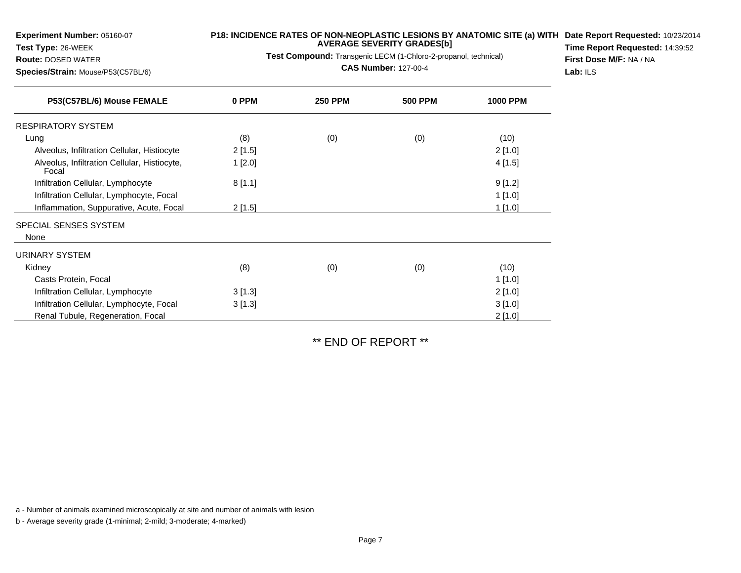**Experiment Number:** 05160-07
**Test Type:** 26-WEEK
**Route:** DOSED WATER
**Species/Strain:** Mouse/P53(C57BL/6)

**P18: INCIDENCE RATES OF NON-NEOPLASTIC LESIONS BY ANATOMIC SITE (a) WITH AVERAGE SEVERITY GRADES[b]**

**Test Compound:** Transgenic LECM (1-Chloro-2-propanol, technical)
**CAS Number:** 127-00-4

**Date Report Requested:** 10/23/2014
**Time Report Requested:** 14:39:52
**First Dose M/F:** NA / NA
**Lab:** ILS

| P53(C57BL/6) Mouse FEMALE | 0 PPM | 250 PPM | 500 PPM | 1000 PPM |
|---|---|---|---|---|
| RESPIRATORY SYSTEM | | | | |
| Lung | (8) | (0) | (0) | (10) |
| Alveolus, Infiltration Cellular, Histiocyte | 2 [1.5] | | | 2 [1.0] |
| Alveolus, Infiltration Cellular, Histiocyte, Focal | 1 [2.0] | | | 4 [1.5] |
| Infiltration Cellular, Lymphocyte | 8 [1.1] | | | 9 [1.2] |
| Infiltration Cellular, Lymphocyte, Focal | | | | 1 [1.0] |
| Inflammation, Suppurative, Acute, Focal | 2 [1.5] | | | 1 [1.0] |
| SPECIAL SENSES SYSTEM | | | | |
| None | | | | |
| URINARY SYSTEM | | | | |
| Kidney | (8) | (0) | (0) | (10) |
| Casts Protein, Focal | | | | 1 [1.0] |
| Infiltration Cellular, Lymphocyte | 3 [1.3] | | | 2 [1.0] |
| Infiltration Cellular, Lymphocyte, Focal | 3 [1.3] | | | 3 [1.0] |
| Renal Tubule, Regeneration, Focal | | | | 2 [1.0] |

** END OF REPORT **

a - Number of animals examined microscopically at site and number of animals with lesion

b - Average severity grade (1-minimal; 2-mild; 3-moderate; 4-marked)